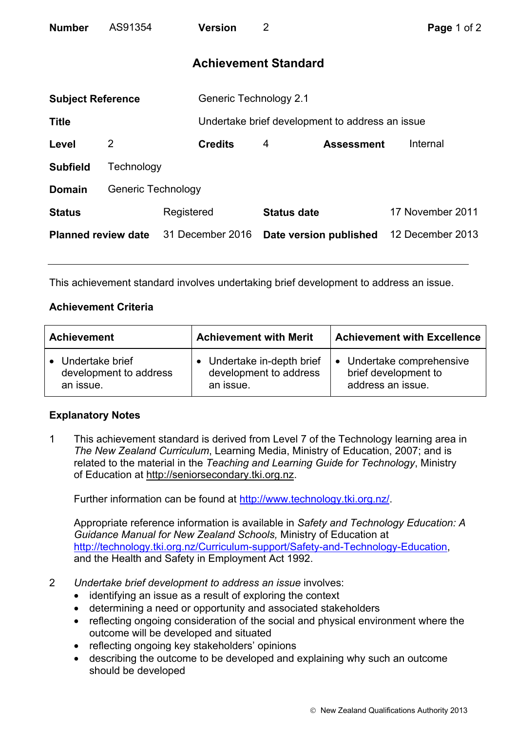| Number | AS91354 | Version | 2 |
|---|---|---|---|

# Achievement Standard

| | | | |
|---|---|---|---|
| **Subject Reference** | Generic Technology 2.1 | | |
| **Title** | Undertake brief development to address an issue | | |
| **Level** 2 | **Credits** 4 | **Assessment** | Internal |
| **Subfield** | Technology | | |
| **Domain** | Generic Technology | | |
| **Status** | Registered | **Status date** | 17 November 2011 |
| **Planned review date** | 31 December 2016 | **Date version published** | 12 December 2013 |

This achievement standard involves undertaking brief development to address an issue.

## Achievement Criteria

| Achievement | Achievement with Merit | Achievement with Excellence |
|---|---|---|
| • Undertake brief development to address an issue. | • Undertake in-depth brief development to address an issue. | • Undertake comprehensive brief development to address an issue. |

## Explanatory Notes

1. This achievement standard is derived from Level 7 of the Technology learning area in *The New Zealand Curriculum*, Learning Media, Ministry of Education, 2007; and is related to the material in the *Teaching and Learning Guide for Technology*, Ministry of Education at http://seniorsecondary.tki.org.nz.

   Further information can be found at http://www.technology.tki.org.nz/.

   Appropriate reference information is available in *Safety and Technology Education: A Guidance Manual for New Zealand Schools,* Ministry of Education at http://technology.tki.org.nz/Curriculum-support/Safety-and-Technology-Education, and the Health and Safety in Employment Act 1992.

2. *Undertake brief development to address an issue* involves:
   - identifying an issue as a result of exploring the context
   - determining a need or opportunity and associated stakeholders
   - reflecting ongoing consideration of the social and physical environment where the outcome will be developed and situated
   - reflecting ongoing key stakeholders' opinions
   - describing the outcome to be developed and explaining why such an outcome should be developed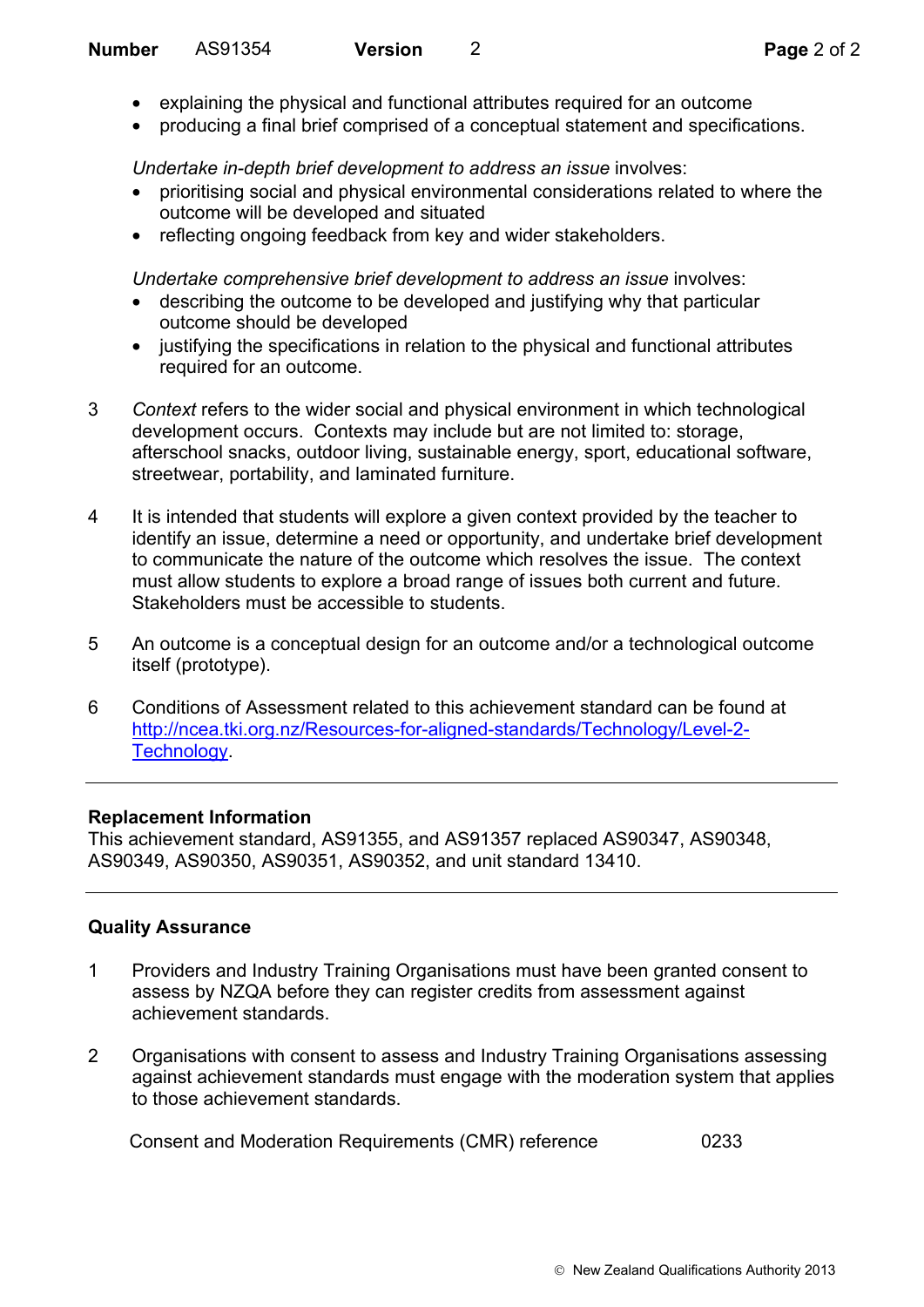- explaining the physical and functional attributes required for an outcome
- producing a final brief comprised of a conceptual statement and specifications.

*Undertake in-depth brief development to address an issue* involves:

- prioritising social and physical environmental considerations related to where the outcome will be developed and situated
- reflecting ongoing feedback from key and wider stakeholders.

*Undertake comprehensive brief development to address an issue* involves:

- describing the outcome to be developed and justifying why that particular outcome should be developed
- justifying the specifications in relation to the physical and functional attributes required for an outcome.

3 *Context* refers to the wider social and physical environment in which technological development occurs. Contexts may include but are not limited to: storage, afterschool snacks, outdoor living, sustainable energy, sport, educational software, streetwear, portability, and laminated furniture.

4 It is intended that students will explore a given context provided by the teacher to identify an issue, determine a need or opportunity, and undertake brief development to communicate the nature of the outcome which resolves the issue. The context must allow students to explore a broad range of issues both current and future. Stakeholders must be accessible to students.

5 An outcome is a conceptual design for an outcome and/or a technological outcome itself (prototype).

6 Conditions of Assessment related to this achievement standard can be found at [http://ncea.tki.org.nz/Resources-for-aligned-standards/Technology/Level-2-Technology](http://ncea.tki.org.nz/Resources-for-aligned-standards/Technology/Level-2-Technology).

---

## Replacement Information

This achievement standard, AS91355, and AS91357 replaced AS90347, AS90348, AS90349, AS90350, AS90351, AS90352, and unit standard 13410.

---

## Quality Assurance

1 Providers and Industry Training Organisations must have been granted consent to assess by NZQA before they can register credits from assessment against achievement standards.

2 Organisations with consent to assess and Industry Training Organisations assessing against achievement standards must engage with the moderation system that applies to those achievement standards.

Consent and Moderation Requirements (CMR) reference 0233

© New Zealand Qualifications Authority 2013